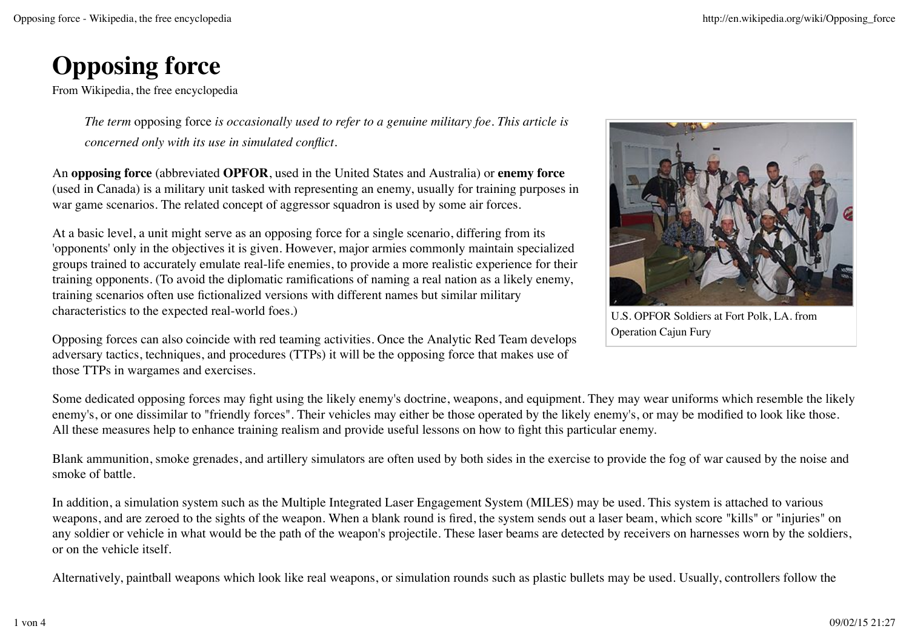# Opposing force

From Wikipedia, the free encyclopedia

*The term* opposing force *is occasionally used to refer to a genuine military foe. This article is concerned only with its use in simulated conflict.*

An **opposing force** (abbreviated **OPFOR**, used in the United States and Australia) or **enemy force** (used in Canada) is a military unit tasked with representing an enemy, usually for training purposes in war game scenarios. The related concept of aggressor squadron is used by some air forces.

At a basic level, a unit might serve as an opposing force for a single scenario, differing from its 'opponents' only in the objectives it is given. However, major armies commonly maintain specialized groups trained to accurately emulate real-life enemies, to provide a more realistic experience for their training opponents. (To avoid the diplomatic ramifications of naming a real nation as a likely enemy, training scenarios often use fictionalized versions with different names but similar military characteristics to the expected real-world foes.)

U.S. OPFOR Soldiers at Fort Polk, LA. from Operation Cajun Fury

Opposing forces can also coincide with red teaming activities. Once the Analytic Red Team develops adversary tactics, techniques, and procedures (TTPs) it will be the opposing force that makes use of those TTPs in wargames and exercises.

Some dedicated opposing forces may fight using the likely enemy's doctrine, weapons, and equipment. They may wear uniforms which resemble the likely enemy's, or one dissimilar to "friendly forces". Their vehicles may either be those operated by the likely enemy's, or may be modified to look like those. All these measures help to enhance training realism and provide useful lessons on how to fight this particular enemy.

Blank ammunition, smoke grenades, and artillery simulators are often used by both sides in the exercise to provide the fog of war caused by the noise and smoke of battle.

In addition, a simulation system such as the Multiple Integrated Laser Engagement System (MILES) may be used. This system is attached to various weapons, and are zeroed to the sights of the weapon. When a blank round is fired, the system sends out a laser beam, which score "kills" or "injuries" on any soldier or vehicle in what would be the path of the weapon's projectile. These laser beams are detected by receivers on harnesses worn by the soldiers, or on the vehicle itself.

Alternatively, paintball weapons which look like real weapons, or simulation rounds such as plastic bullets may be used. Usually, controllers follow the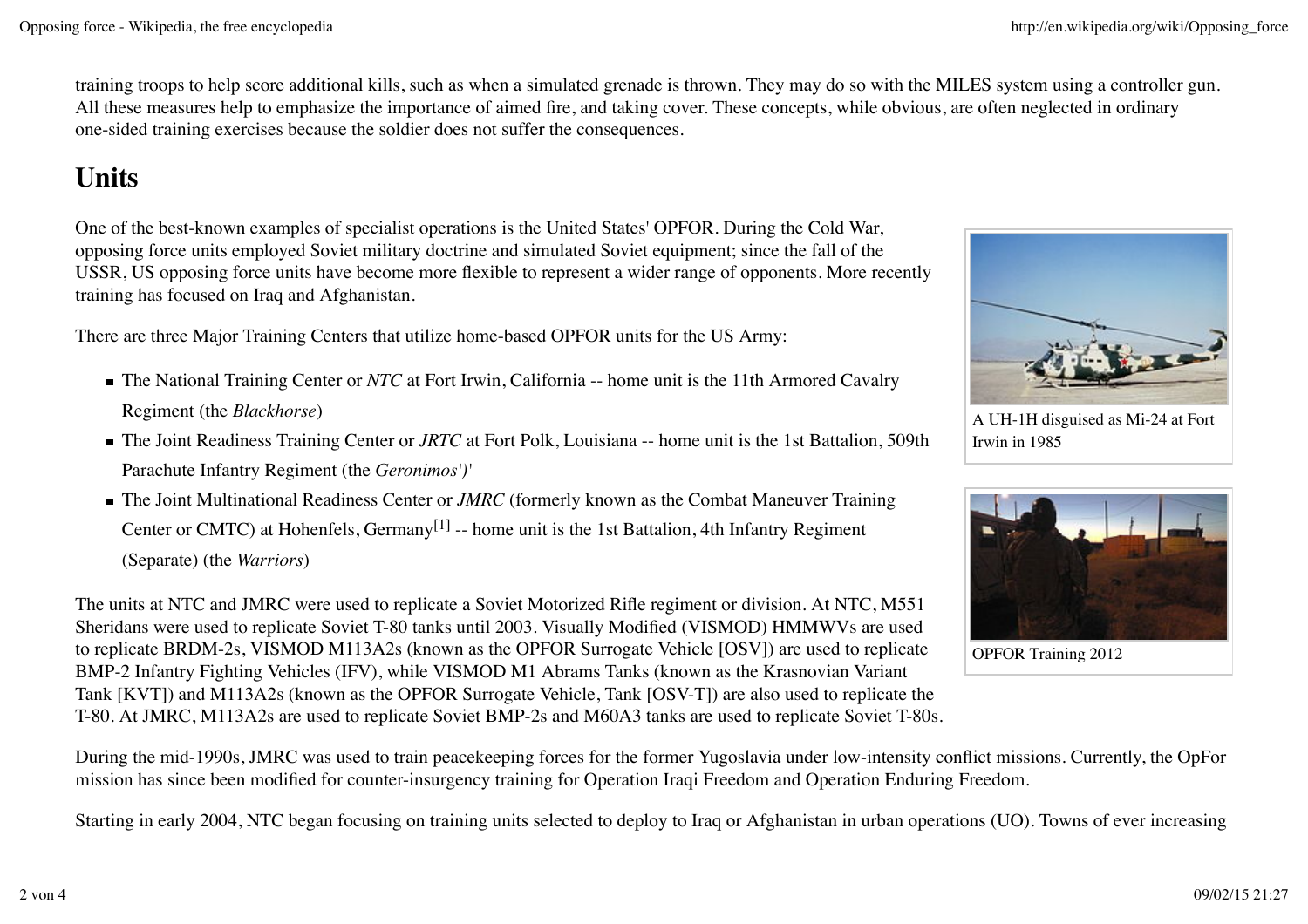training troops to help score additional kills, such as when a simulated grenade is thrown. They may do so with the MILES system using a controller gun. All these measures help to emphasize the importance of aimed fire, and taking cover. These concepts, while obvious, are often neglected in ordinary one-sided training exercises because the soldier does not suffer the consequences.

## Units

One of the best-known examples of specialist operations is the United States' OPFOR. During the Cold War, opposing force units employed Soviet military doctrine and simulated Soviet equipment; since the fall of the USSR, US opposing force units have become more flexible to represent a wider range of opponents. More recently training has focused on Iraq and Afghanistan.

A UH-1H disguised as Mi-24 at Fort Irwin in 1985

There are three Major Training Centers that utilize home-based OPFOR units for the US Army:

- The National Training Center or *NTC* at Fort Irwin, California -- home unit is the 11th Armored Cavalry Regiment (the *Blackhorse*)
- The Joint Readiness Training Center or *JRTC* at Fort Polk, Louisiana -- home unit is the 1st Battalion, 509th Parachute Infantry Regiment (the *Geronimos')'*
- The Joint Multinational Readiness Center or *JMRC* (formerly known as the Combat Maneuver Training Center or CMTC) at Hohenfels, Germany[1] -- home unit is the 1st Battalion, 4th Infantry Regiment (Separate) (the *Warriors*)

OPFOR Training 2012

The units at NTC and JMRC were used to replicate a Soviet Motorized Rifle regiment or division. At NTC, M551 Sheridans were used to replicate Soviet T-80 tanks until 2003. Visually Modified (VISMOD) HMMWVs are used to replicate BRDM-2s, VISMOD M113A2s (known as the OPFOR Surrogate Vehicle [OSV]) are used to replicate BMP-2 Infantry Fighting Vehicles (IFV), while VISMOD M1 Abrams Tanks (known as the Krasnovian Variant Tank [KVT]) and M113A2s (known as the OPFOR Surrogate Vehicle, Tank [OSV-T]) are also used to replicate the T-80. At JMRC, M113A2s are used to replicate Soviet BMP-2s and M60A3 tanks are used to replicate Soviet T-80s.

During the mid-1990s, JMRC was used to train peacekeeping forces for the former Yugoslavia under low-intensity conflict missions. Currently, the OpFor mission has since been modified for counter-insurgency training for Operation Iraqi Freedom and Operation Enduring Freedom.

Starting in early 2004, NTC began focusing on training units selected to deploy to Iraq or Afghanistan in urban operations (UO). Towns of ever increasing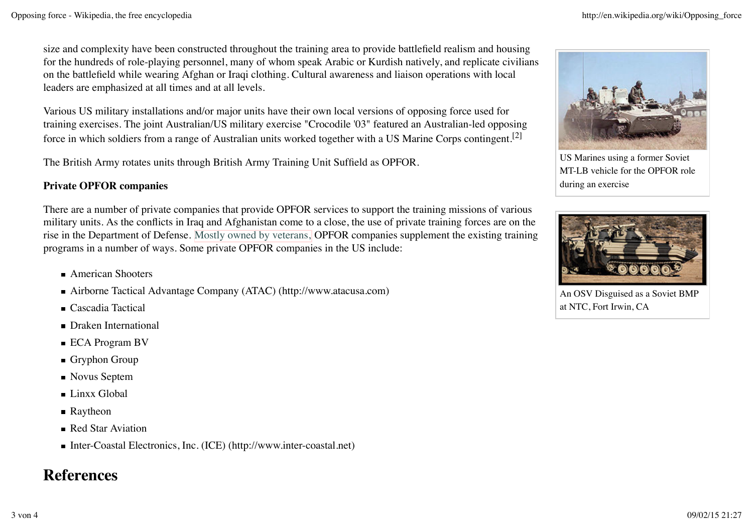size and complexity have been constructed throughout the training area to provide battlefield realism and housing for the hundreds of role-playing personnel, many of whom speak Arabic or Kurdish natively, and replicate civilians on the battlefield while wearing Afghan or Iraqi clothing. Cultural awareness and liaison operations with local leaders are emphasized at all times and at all levels.

Various US military installations and/or major units have their own local versions of opposing force used for training exercises. The joint Australian/US military exercise "Crocodile '03" featured an Australian-led opposing force in which soldiers from a range of Australian units worked together with a US Marine Corps contingent.[2]

The British Army rotates units through British Army Training Unit Suffield as OPFOR.

US Marines using a former Soviet MT-LB vehicle for the OPFOR role during an exercise

An OSV Disguised as a Soviet BMP at NTC, Fort Irwin, CA

**Private OPFOR companies**

There are a number of private companies that provide OPFOR services to support the training missions of various military units. As the conflicts in Iraq and Afghanistan come to a close, the use of private training forces are on the rise in the Department of Defense. Mostly owned by veterans, OPFOR companies supplement the existing training programs in a number of ways. Some private OPFOR companies in the US include:

- American Shooters
- Airborne Tactical Advantage Company (ATAC) (http://www.atacusa.com)
- Cascadia Tactical
- Draken International
- ECA Program BV
- Gryphon Group
- Novus Septem
- Linxx Global
- Raytheon
- Red Star Aviation
- Inter-Coastal Electronics, Inc. (ICE) (http://www.inter-coastal.net)

## References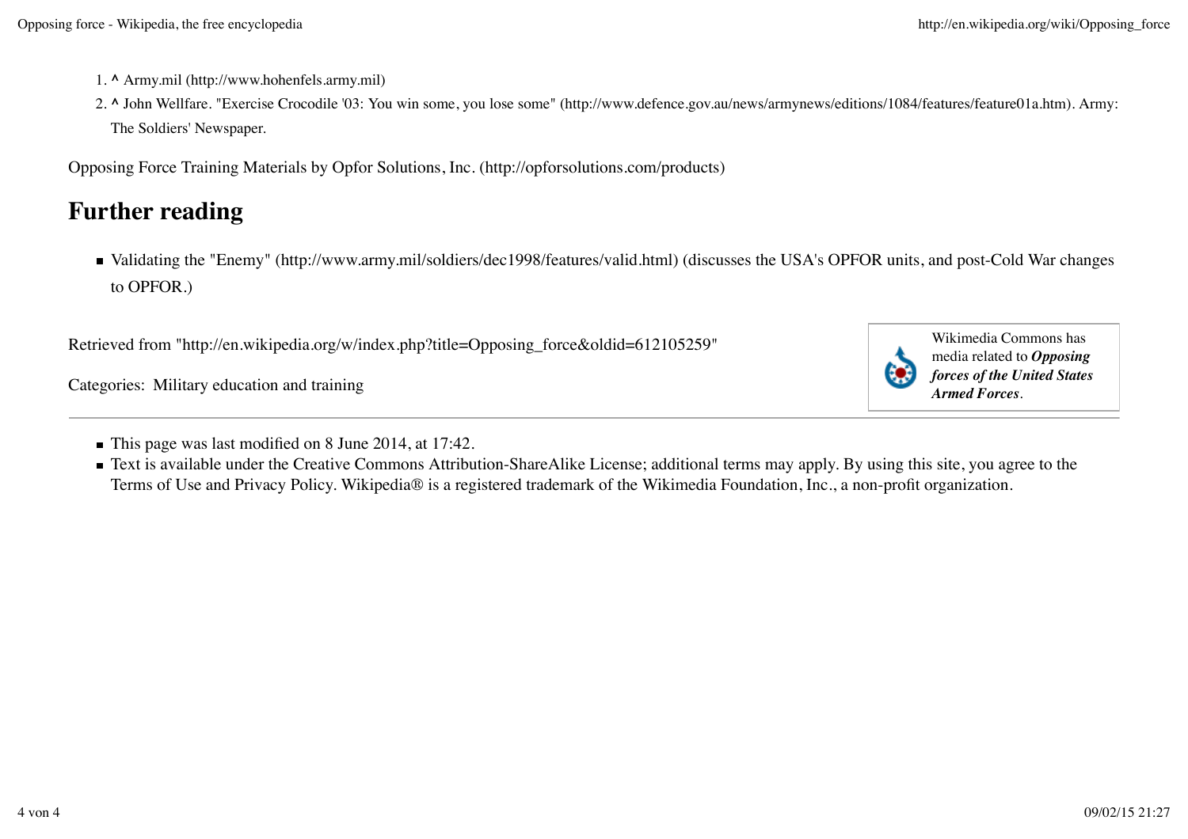1. **^** Army.mil (http://www.hohenfels.army.mil)
2. **^** John Wellfare. "Exercise Crocodile '03: You win some, you lose some" (http://www.defence.gov.au/news/armynews/editions/1084/features/feature01a.htm). Army: The Soldiers' Newspaper.

Opposing Force Training Materials by Opfor Solutions, Inc. (http://opforsolutions.com/products)

## Further reading

- Validating the "Enemy" (http://www.army.mil/soldiers/dec1998/features/valid.html) (discusses the USA's OPFOR units, and post-Cold War changes to OPFOR.)

Wikimedia Commons has media related to ***Opposing forces of the United States Armed Forces***.

Retrieved from "http://en.wikipedia.org/w/index.php?title=Opposing_force&oldid=612105259"

Categories: Military education and training

- This page was last modified on 8 June 2014, at 17:42.
- Text is available under the Creative Commons Attribution-ShareAlike License; additional terms may apply. By using this site, you agree to the Terms of Use and Privacy Policy. Wikipedia® is a registered trademark of the Wikimedia Foundation, Inc., a non-profit organization.